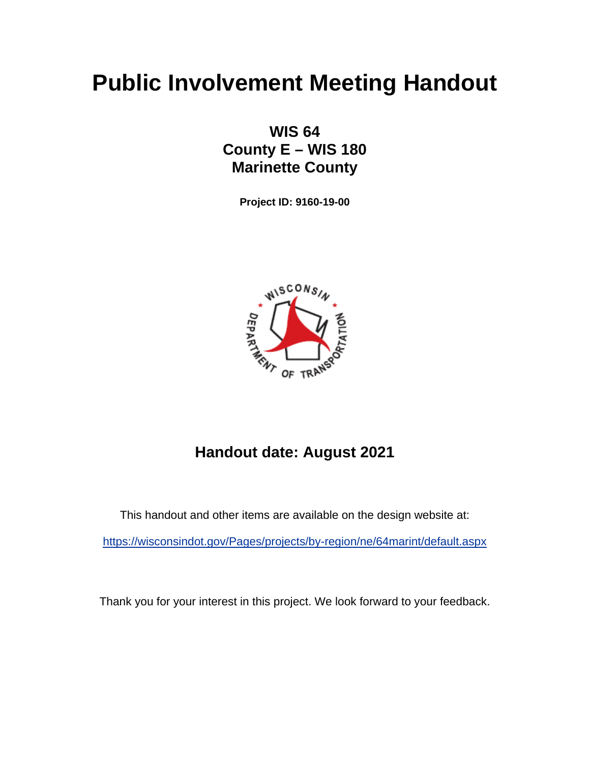# Public Involvement Meeting Handout

## WIS 64
## County E – WIS 180
## Marinette County

**Project ID: 9160-19-00**

## Handout date: August 2021

This handout and other items are available on the design website at:

https://wisconsindot.gov/Pages/projects/by-region/ne/64marint/default.aspx

Thank you for your interest in this project. We look forward to your feedback.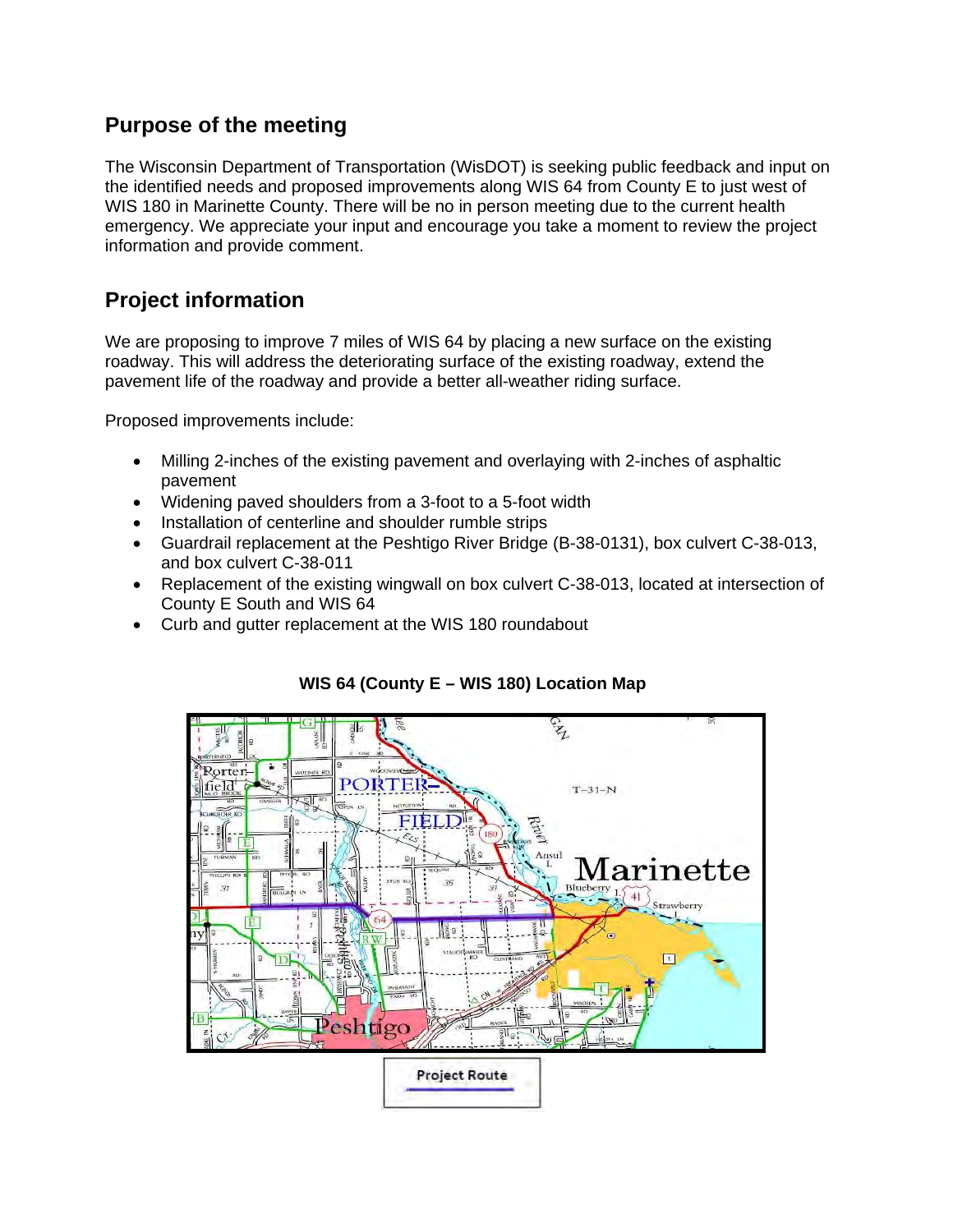## Purpose of the meeting

The Wisconsin Department of Transportation (WisDOT) is seeking public feedback and input on the identified needs and proposed improvements along WIS 64 from County E to just west of WIS 180 in Marinette County. There will be no in person meeting due to the current health emergency. We appreciate your input and encourage you take a moment to review the project information and provide comment.

## Project information

We are proposing to improve 7 miles of WIS 64 by placing a new surface on the existing roadway. This will address the deteriorating surface of the existing roadway, extend the pavement life of the roadway and provide a better all-weather riding surface.

Proposed improvements include:

- Milling 2-inches of the existing pavement and overlaying with 2-inches of asphaltic pavement
- Widening paved shoulders from a 3-foot to a 5-foot width
- Installation of centerline and shoulder rumble strips
- Guardrail replacement at the Peshtigo River Bridge (B-38-0131), box culvert C-38-013, and box culvert C-38-011
- Replacement of the existing wingwall on box culvert C-38-013, located at intersection of County E South and WIS 64
- Curb and gutter replacement at the WIS 180 roundabout

**WIS 64 (County E – WIS 180) Location Map**

Project Route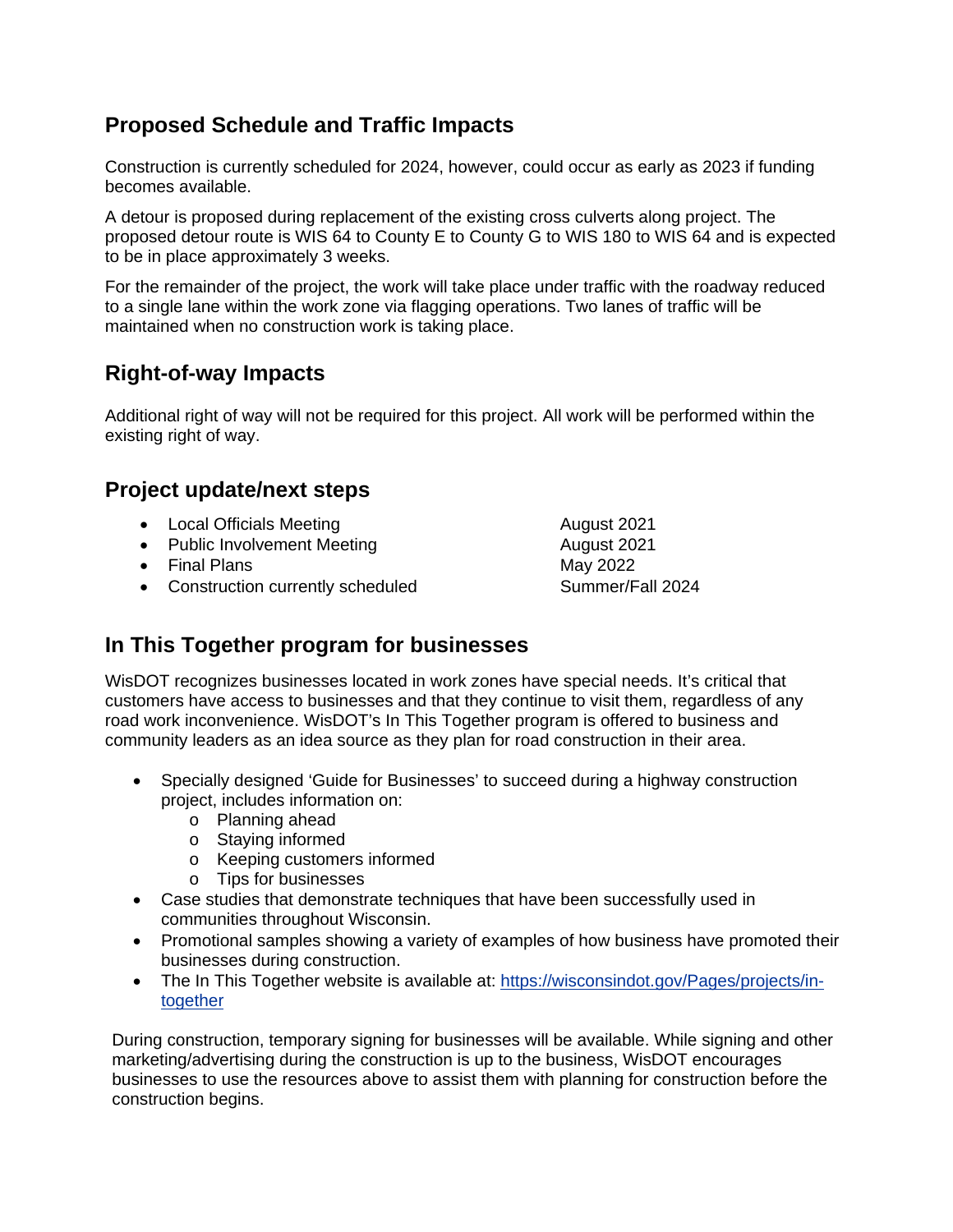## Proposed Schedule and Traffic Impacts

Construction is currently scheduled for 2024, however, could occur as early as 2023 if funding becomes available.

A detour is proposed during replacement of the existing cross culverts along project. The proposed detour route is WIS 64 to County E to County G to WIS 180 to WIS 64 and is expected to be in place approximately 3 weeks.

For the remainder of the project, the work will take place under traffic with the roadway reduced to a single lane within the work zone via flagging operations. Two lanes of traffic will be maintained when no construction work is taking place.

## Right-of-way Impacts

Additional right of way will not be required for this project. All work will be performed within the existing right of way.

## Project update/next steps

| | |
|---|---|
| • Local Officials Meeting | August 2021 |
| • Public Involvement Meeting | August 2021 |
| • Final Plans | May 2022 |
| • Construction currently scheduled | Summer/Fall 2024 |

## In This Together program for businesses

WisDOT recognizes businesses located in work zones have special needs. It's critical that customers have access to businesses and that they continue to visit them, regardless of any road work inconvenience. WisDOT's In This Together program is offered to business and community leaders as an idea source as they plan for road construction in their area.

- Specially designed 'Guide for Businesses' to succeed during a highway construction project, includes information on:
  - Planning ahead
  - Staying informed
  - Keeping customers informed
  - Tips for businesses
- Case studies that demonstrate techniques that have been successfully used in communities throughout Wisconsin.
- Promotional samples showing a variety of examples of how business have promoted their businesses during construction.
- The In This Together website is available at: https://wisconsindot.gov/Pages/projects/in-together

During construction, temporary signing for businesses will be available. While signing and other marketing/advertising during the construction is up to the business, WisDOT encourages businesses to use the resources above to assist them with planning for construction before the construction begins.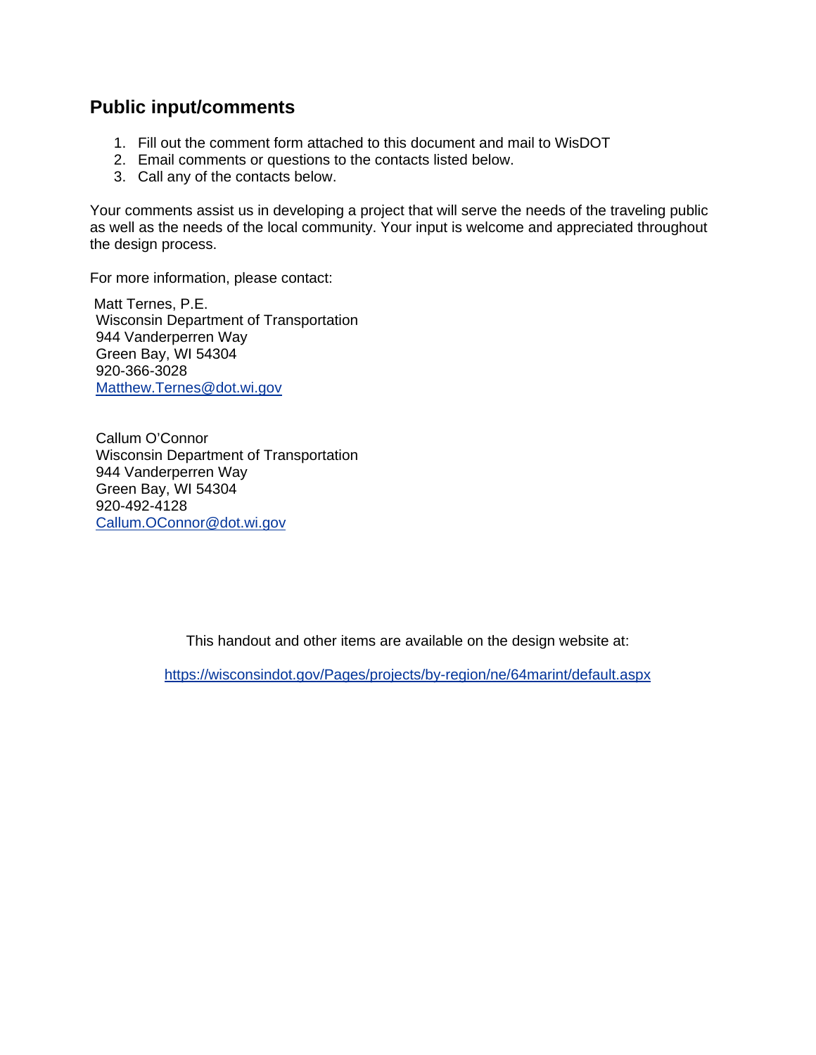## Public input/comments

1. Fill out the comment form attached to this document and mail to WisDOT
2. Email comments or questions to the contacts listed below.
3. Call any of the contacts below.

Your comments assist us in developing a project that will serve the needs of the traveling public as well as the needs of the local community. Your input is welcome and appreciated throughout the design process.

For more information, please contact:

Matt Ternes, P.E.  
Wisconsin Department of Transportation  
944 Vanderperren Way  
Green Bay, WI 54304  
920-366-3028  
Matthew.Ternes@dot.wi.gov

Callum O'Connor  
Wisconsin Department of Transportation  
944 Vanderperren Way  
Green Bay, WI 54304  
920-492-4128  
Callum.OConnor@dot.wi.gov

This handout and other items are available on the design website at:

https://wisconsindot.gov/Pages/projects/by-region/ne/64marint/default.aspx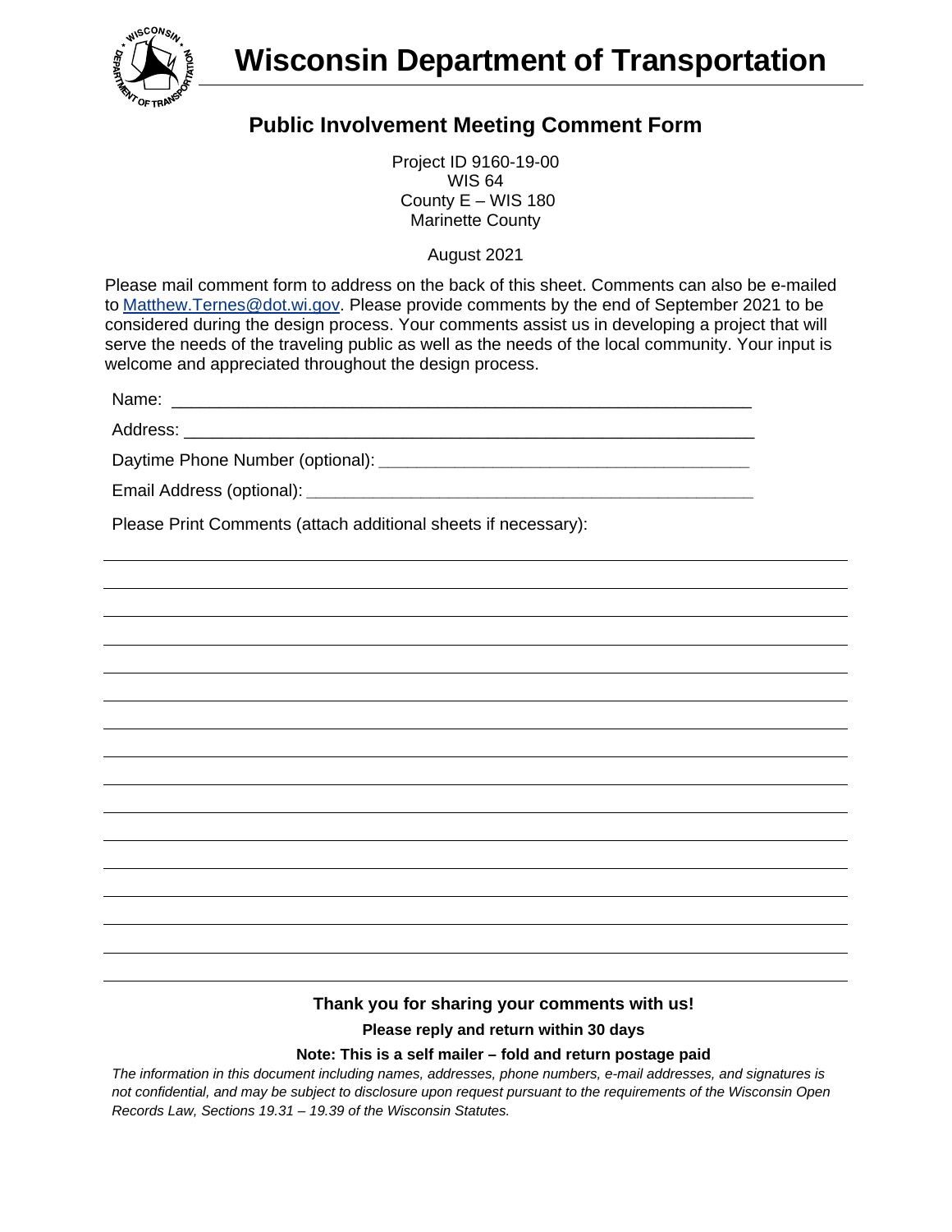# Wisconsin Department of Transportation

## Public Involvement Meeting Comment Form

Project ID 9160-19-00
WIS 64
County E – WIS 180
Marinette County

August 2021

Please mail comment form to address on the back of this sheet. Comments can also be e-mailed to Matthew.Ternes@dot.wi.gov. Please provide comments by the end of September 2021 to be considered during the design process. Your comments assist us in developing a project that will serve the needs of the traveling public as well as the needs of the local community. Your input is welcome and appreciated throughout the design process.

Name: ______________________________________________________________

Address: ____________________________________________________________

Daytime Phone Number (optional): ______________________________________

Email Address (optional): ____________________________________________

Please Print Comments (attach additional sheets if necessary):

______________________________________________________________________

______________________________________________________________________

______________________________________________________________________

______________________________________________________________________

______________________________________________________________________

______________________________________________________________________

______________________________________________________________________

______________________________________________________________________

______________________________________________________________________

______________________________________________________________________

______________________________________________________________________

______________________________________________________________________

______________________________________________________________________

______________________________________________________________________

______________________________________________________________________

**Thank you for sharing your comments with us!**

**Please reply and return within 30 days**

**Note: This is a self mailer – fold and return postage paid**

*The information in this document including names, addresses, phone numbers, e-mail addresses, and signatures is not confidential, and may be subject to disclosure upon request pursuant to the requirements of the Wisconsin Open Records Law, Sections 19.31 – 19.39 of the Wisconsin Statutes.*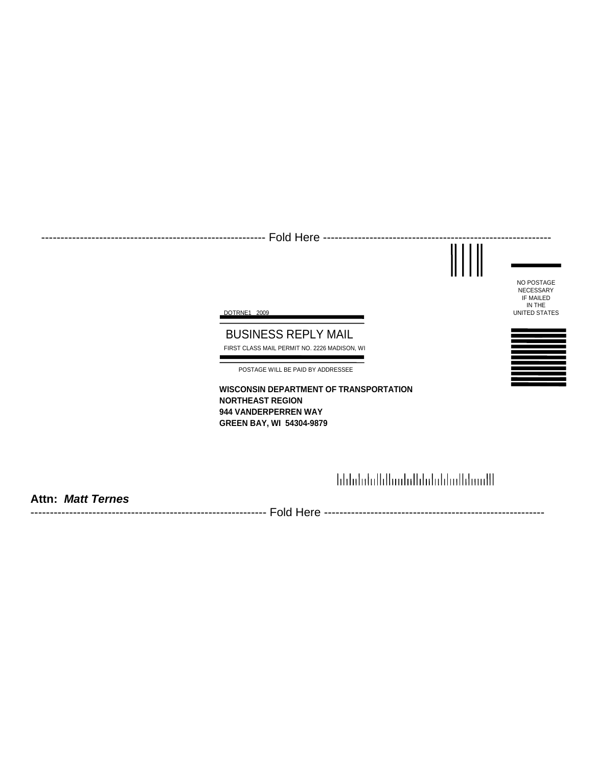---------------------------------------------------------- Fold Here ----------------------------------------------------------

NO POSTAGE
NECESSARY
IF MAILED
IN THE
UNITED STATES

DOTRNE1 2009

BUSINESS REPLY MAIL

FIRST CLASS MAIL PERMIT NO. 2226 MADISON, WI

POSTAGE WILL BE PAID BY ADDRESSEE

**WISCONSIN DEPARTMENT OF TRANSPORTATION**
**NORTHEAST REGION**
**944 VANDERPERREN WAY**
**GREEN BAY, WI 54304-9879**

**Attn:** ***Matt Ternes***

---------------------------------------------------------- Fold Here ----------------------------------------------------------